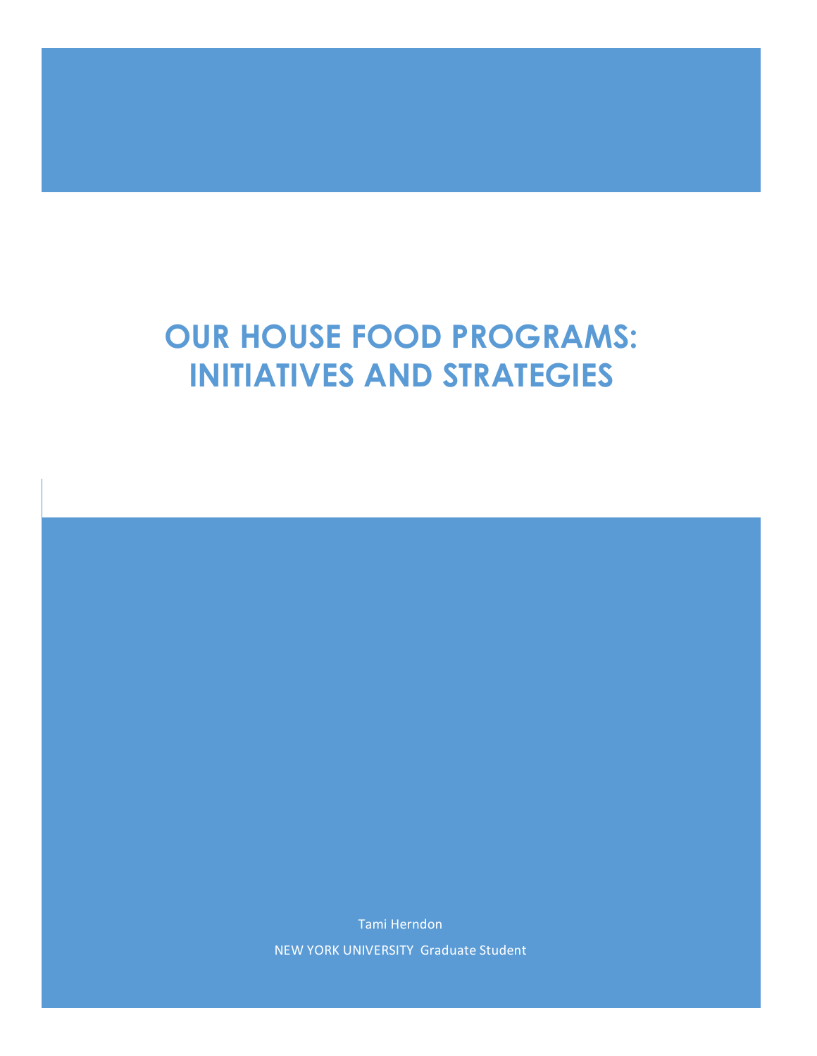# OUR HOUSE FOOD PROGRAMS: INITIATIVES AND STRATEGIES

Tami Herndon

NEW YORK UNIVERSITY Graduate Student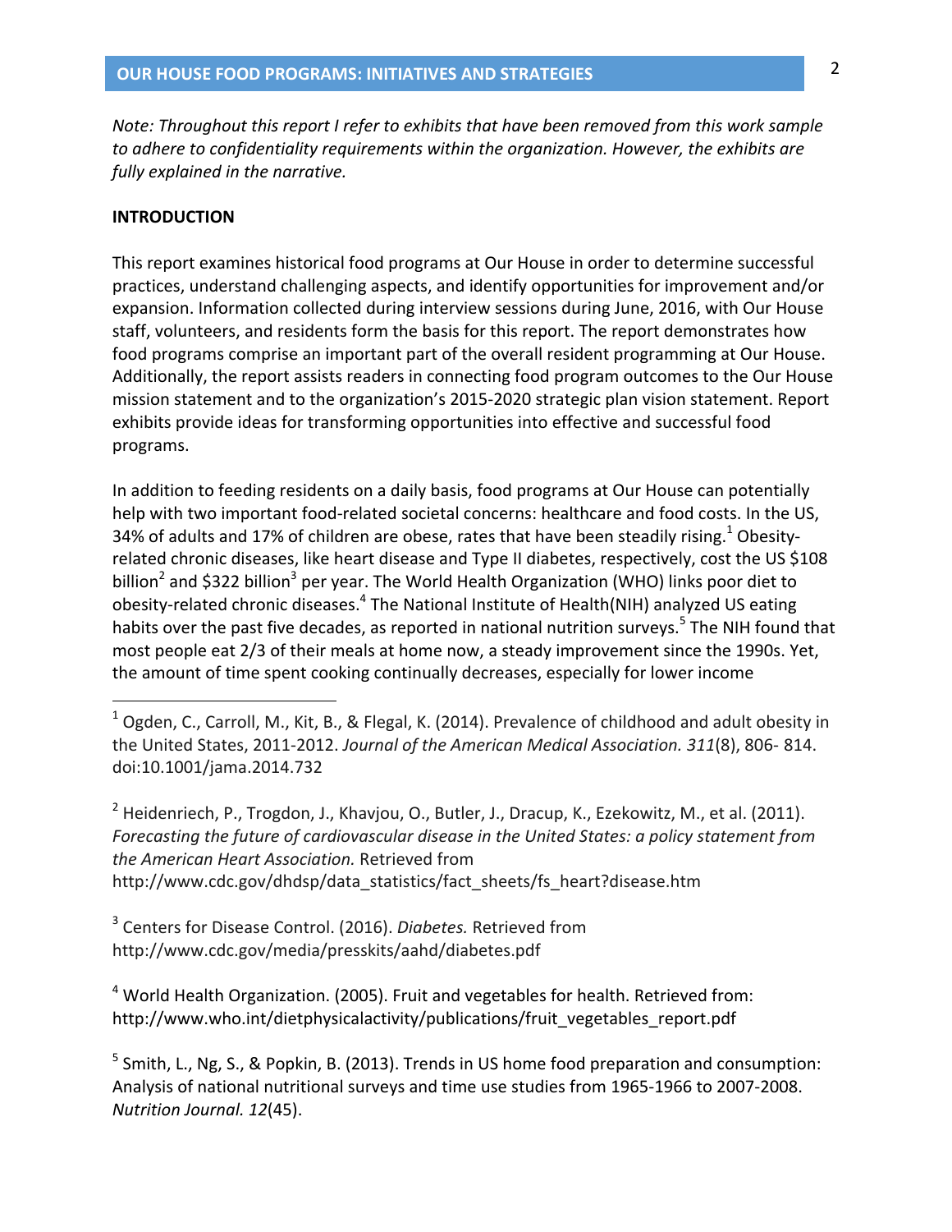*Note: Throughout this report I refer to exhibits that have been removed from this work sample to adhere to confidentiality requirements within the organization. However, the exhibits are fully explained in the narrative.*

**INTRODUCTION**

This report examines historical food programs at Our House in order to determine successful practices, understand challenging aspects, and identify opportunities for improvement and/or expansion. Information collected during interview sessions during June, 2016, with Our House staff, volunteers, and residents form the basis for this report. The report demonstrates how food programs comprise an important part of the overall resident programming at Our House. Additionally, the report assists readers in connecting food program outcomes to the Our House mission statement and to the organization's 2015-2020 strategic plan vision statement. Report exhibits provide ideas for transforming opportunities into effective and successful food programs.

In addition to feeding residents on a daily basis, food programs at Our House can potentially help with two important food-related societal concerns: healthcare and food costs. In the US, 34% of adults and 17% of children are obese, rates that have been steadily rising.[1] Obesity-related chronic diseases, like heart disease and Type II diabetes, respectively, cost the US $108 billion[2] and $322 billion[3] per year. The World Health Organization (WHO) links poor diet to obesity-related chronic diseases.[4] The National Institute of Health(NIH) analyzed US eating habits over the past five decades, as reported in national nutrition surveys.[5] The NIH found that most people eat 2/3 of their meals at home now, a steady improvement since the 1990s. Yet, the amount of time spent cooking continually decreases, especially for lower income

---

[1] Ogden, C., Carroll, M., Kit, B., & Flegal, K. (2014). Prevalence of childhood and adult obesity in the United States, 2011-2012. *Journal of the American Medical Association. 311*(8), 806- 814. doi:10.1001/jama.2014.732

[2] Heidenriech, P., Trogdon, J., Khavjou, O., Butler, J., Dracup, K., Ezekowitz, M., et al. (2011). *Forecasting the future of cardiovascular disease in the United States: a policy statement from the American Heart Association.* Retrieved from http://www.cdc.gov/dhdsp/data_statistics/fact_sheets/fs_heart?disease.htm

[3] Centers for Disease Control. (2016). *Diabetes.* Retrieved from http://www.cdc.gov/media/presskits/aahd/diabetes.pdf

[4] World Health Organization. (2005). Fruit and vegetables for health. Retrieved from: http://www.who.int/dietphysicalactivity/publications/fruit_vegetables_report.pdf

[5] Smith, L., Ng, S., & Popkin, B. (2013). Trends in US home food preparation and consumption: Analysis of national nutritional surveys and time use studies from 1965-1966 to 2007-2008. *Nutrition Journal. 12*(45).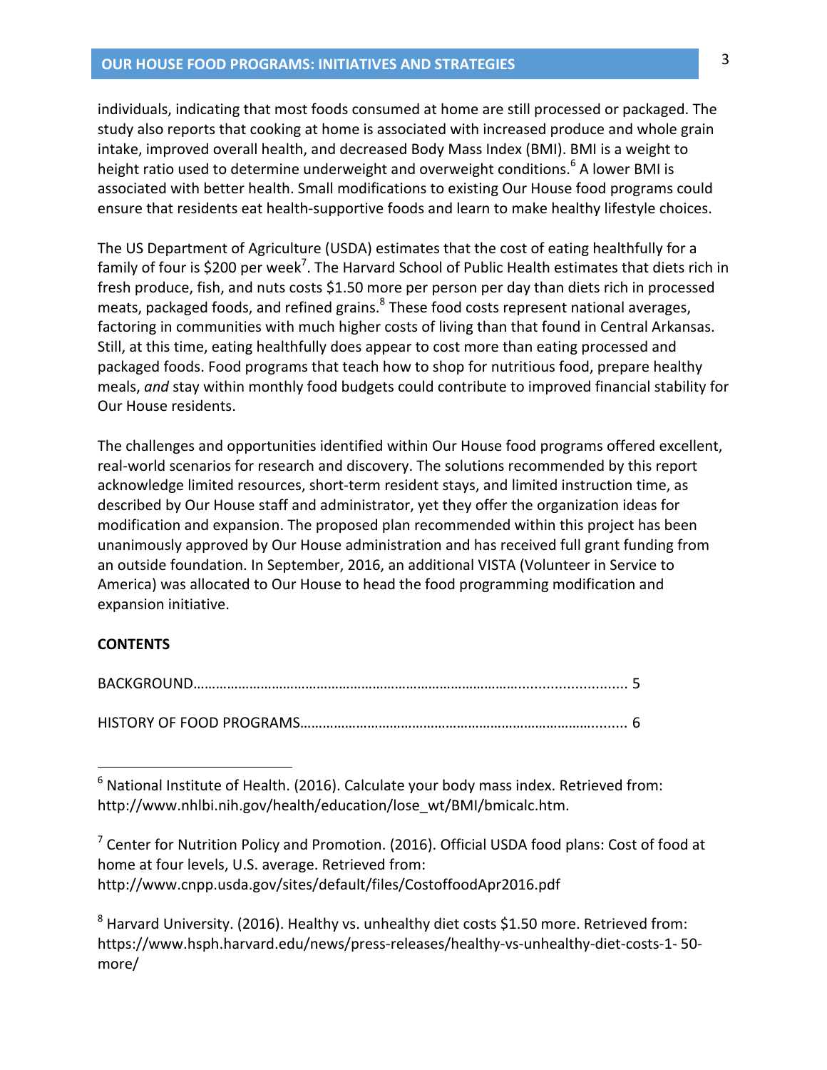individuals, indicating that most foods consumed at home are still processed or packaged. The study also reports that cooking at home is associated with increased produce and whole grain intake, improved overall health, and decreased Body Mass Index (BMI). BMI is a weight to height ratio used to determine underweight and overweight conditions.[6] A lower BMI is associated with better health. Small modifications to existing Our House food programs could ensure that residents eat health-supportive foods and learn to make healthy lifestyle choices.

The US Department of Agriculture (USDA) estimates that the cost of eating healthfully for a family of four is $200 per week[7]. The Harvard School of Public Health estimates that diets rich in fresh produce, fish, and nuts costs $1.50 more per person per day than diets rich in processed meats, packaged foods, and refined grains.[8] These food costs represent national averages, factoring in communities with much higher costs of living than that found in Central Arkansas. Still, at this time, eating healthfully does appear to cost more than eating processed and packaged foods. Food programs that teach how to shop for nutritious food, prepare healthy meals, *and* stay within monthly food budgets could contribute to improved financial stability for Our House residents.

The challenges and opportunities identified within Our House food programs offered excellent, real-world scenarios for research and discovery. The solutions recommended by this report acknowledge limited resources, short-term resident stays, and limited instruction time, as described by Our House staff and administrator, yet they offer the organization ideas for modification and expansion. The proposed plan recommended within this project has been unanimously approved by Our House administration and has received full grant funding from an outside foundation. In September, 2016, an additional VISTA (Volunteer in Service to America) was allocated to Our House to head the food programming modification and expansion initiative.

**CONTENTS**

BACKGROUND……………………………………………………………………………........................ 5

HISTORY OF FOOD PROGRAMS……………………………………………………………………......... 6

---

[6] National Institute of Health. (2016). Calculate your body mass index. Retrieved from: http://www.nhlbi.nih.gov/health/education/lose_wt/BMI/bmicalc.htm.

[7] Center for Nutrition Policy and Promotion. (2016). Official USDA food plans: Cost of food at home at four levels, U.S. average. Retrieved from: http://www.cnpp.usda.gov/sites/default/files/CostoffoodApr2016.pdf

[8] Harvard University. (2016). Healthy vs. unhealthy diet costs $1.50 more. Retrieved from: https://www.hsph.harvard.edu/news/press-releases/healthy-vs-unhealthy-diet-costs-1- 50-more/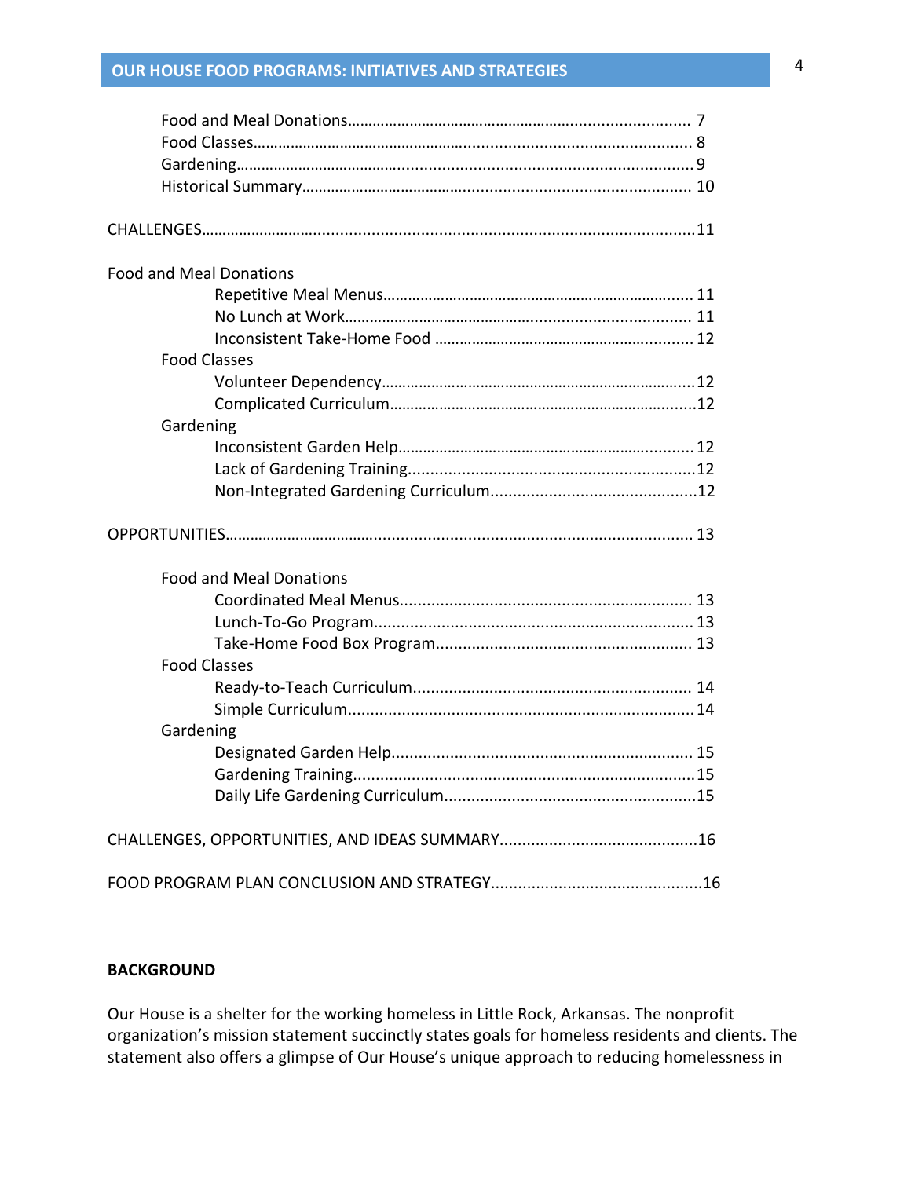Food and Meal Donations ........................................................................ 7
Food Classes ........................................................................................... 8
Gardening ............................................................................................... 9
Historical Summary ................................................................................ 10

CHALLENGES ............................................................................................... 11

Food and Meal Donations
- Repetitive Meal Menus ........................................................................ 11
- No Lunch at Work ................................................................................ 11
- Inconsistent Take-Home Food .............................................................. 12

Food Classes
- Volunteer Dependency ......................................................................... 12
- Complicated Curriculum ....................................................................... 12

Gardening
- Inconsistent Garden Help ..................................................................... 12
- Lack of Gardening Training .................................................................. 12
- Non-Integrated Gardening Curriculum ................................................. 12

OPPORTUNITIES ........................................................................................... 13

Food and Meal Donations
- Coordinated Meal Menus ..................................................................... 13
- Lunch-To-Go Program .......................................................................... 13
- Take-Home Food Box Program ............................................................ 13

Food Classes
- Ready-to-Teach Curriculum .................................................................. 14
- Simple Curriculum ............................................................................... 14

Gardening
- Designated Garden Help ...................................................................... 15
- Gardening Training .............................................................................. 15
- Daily Life Gardening Curriculum .......................................................... 15

CHALLENGES, OPPORTUNITIES, AND IDEAS SUMMARY ............................................ 16

FOOD PROGRAM PLAN CONCLUSION AND STRATEGY ............................................... 16

## BACKGROUND

Our House is a shelter for the working homeless in Little Rock, Arkansas. The nonprofit organization's mission statement succinctly states goals for homeless residents and clients. The statement also offers a glimpse of Our House's unique approach to reducing homelessness in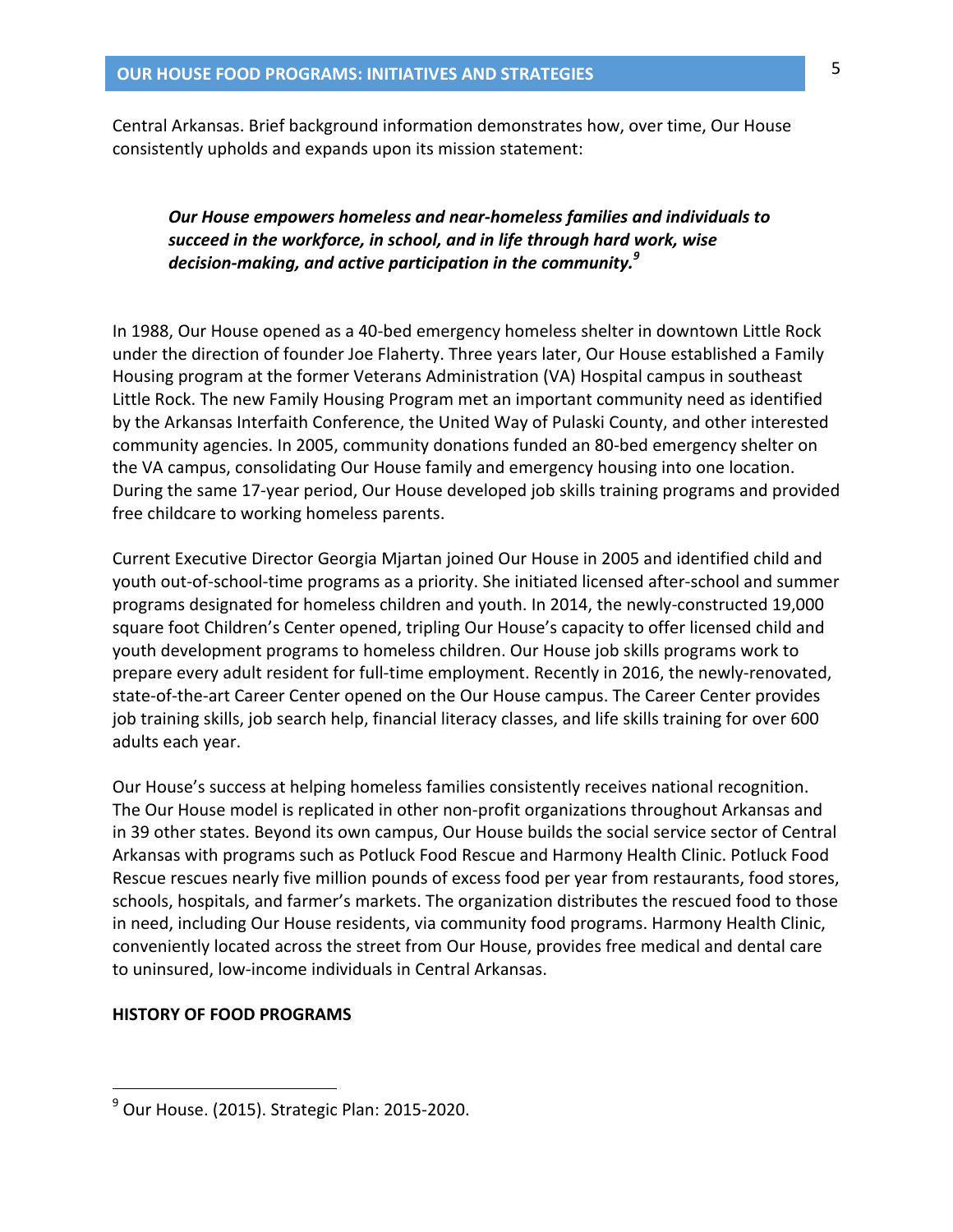Central Arkansas. Brief background information demonstrates how, over time, Our House consistently upholds and expands upon its mission statement:

> ***Our House empowers homeless and near-homeless families and individuals to succeed in the workforce, in school, and in life through hard work, wise decision-making, and active participation in the community.***[9]

In 1988, Our House opened as a 40-bed emergency homeless shelter in downtown Little Rock under the direction of founder Joe Flaherty. Three years later, Our House established a Family Housing program at the former Veterans Administration (VA) Hospital campus in southeast Little Rock. The new Family Housing Program met an important community need as identified by the Arkansas Interfaith Conference, the United Way of Pulaski County, and other interested community agencies. In 2005, community donations funded an 80-bed emergency shelter on the VA campus, consolidating Our House family and emergency housing into one location. During the same 17-year period, Our House developed job skills training programs and provided free childcare to working homeless parents.

Current Executive Director Georgia Mjartan joined Our House in 2005 and identified child and youth out-of-school-time programs as a priority. She initiated licensed after-school and summer programs designated for homeless children and youth. In 2014, the newly-constructed 19,000 square foot Children's Center opened, tripling Our House's capacity to offer licensed child and youth development programs to homeless children. Our House job skills programs work to prepare every adult resident for full-time employment. Recently in 2016, the newly-renovated, state-of-the-art Career Center opened on the Our House campus. The Career Center provides job training skills, job search help, financial literacy classes, and life skills training for over 600 adults each year.

Our House's success at helping homeless families consistently receives national recognition. The Our House model is replicated in other non-profit organizations throughout Arkansas and in 39 other states. Beyond its own campus, Our House builds the social service sector of Central Arkansas with programs such as Potluck Food Rescue and Harmony Health Clinic. Potluck Food Rescue rescues nearly five million pounds of excess food per year from restaurants, food stores, schools, hospitals, and farmer's markets. The organization distributes the rescued food to those in need, including Our House residents, via community food programs. Harmony Health Clinic, conveniently located across the street from Our House, provides free medical and dental care to uninsured, low-income individuals in Central Arkansas.

## HISTORY OF FOOD PROGRAMS

---

[9] Our House. (2015). Strategic Plan: 2015-2020.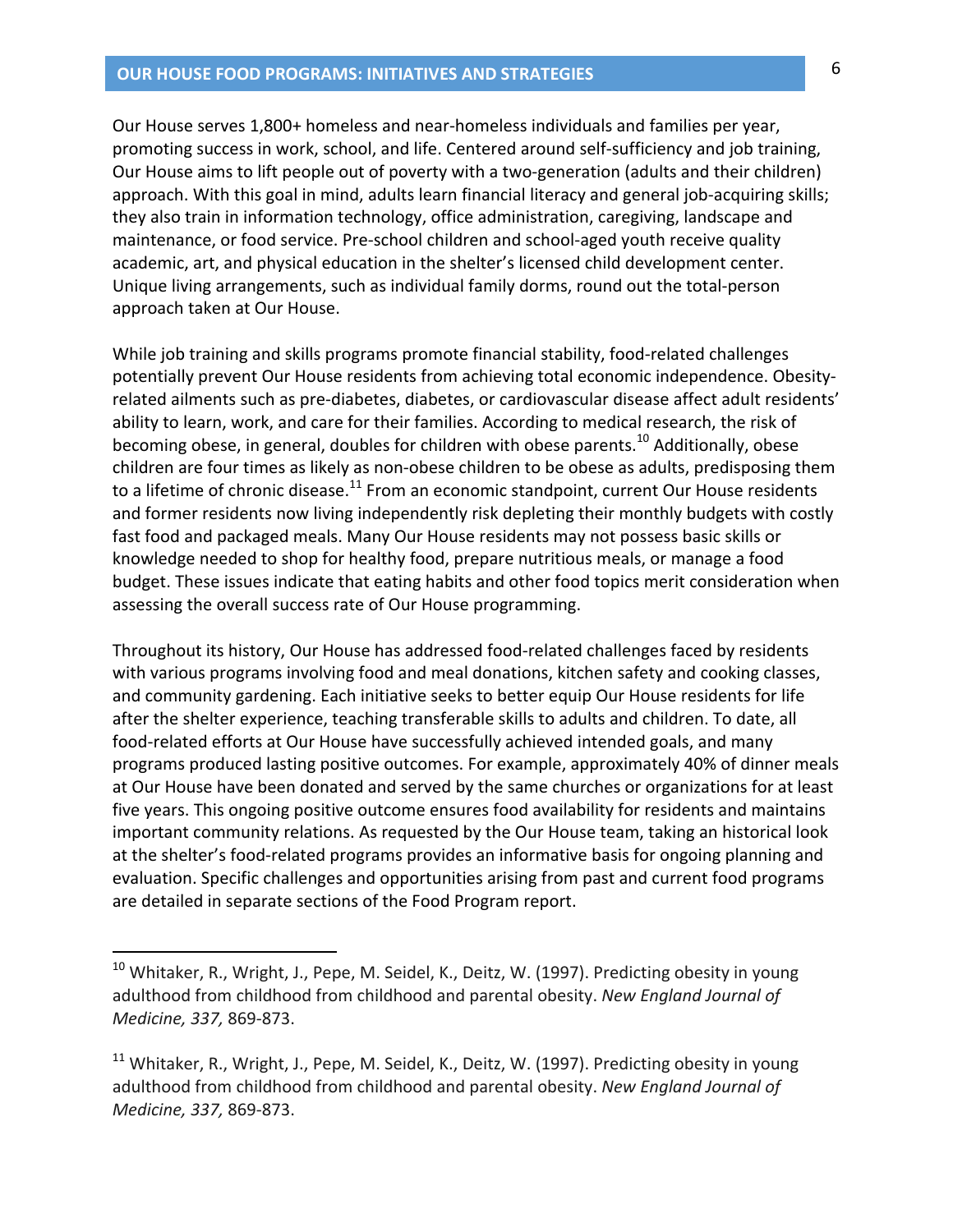Our House serves 1,800+ homeless and near-homeless individuals and families per year, promoting success in work, school, and life. Centered around self-sufficiency and job training, Our House aims to lift people out of poverty with a two-generation (adults and their children) approach. With this goal in mind, adults learn financial literacy and general job-acquiring skills; they also train in information technology, office administration, caregiving, landscape and maintenance, or food service. Pre-school children and school-aged youth receive quality academic, art, and physical education in the shelter's licensed child development center. Unique living arrangements, such as individual family dorms, round out the total-person approach taken at Our House.

While job training and skills programs promote financial stability, food-related challenges potentially prevent Our House residents from achieving total economic independence. Obesity-related ailments such as pre-diabetes, diabetes, or cardiovascular disease affect adult residents' ability to learn, work, and care for their families. According to medical research, the risk of becoming obese, in general, doubles for children with obese parents.[10] Additionally, obese children are four times as likely as non-obese children to be obese as adults, predisposing them to a lifetime of chronic disease.[11] From an economic standpoint, current Our House residents and former residents now living independently risk depleting their monthly budgets with costly fast food and packaged meals. Many Our House residents may not possess basic skills or knowledge needed to shop for healthy food, prepare nutritious meals, or manage a food budget. These issues indicate that eating habits and other food topics merit consideration when assessing the overall success rate of Our House programming.

Throughout its history, Our House has addressed food-related challenges faced by residents with various programs involving food and meal donations, kitchen safety and cooking classes, and community gardening. Each initiative seeks to better equip Our House residents for life after the shelter experience, teaching transferable skills to adults and children. To date, all food-related efforts at Our House have successfully achieved intended goals, and many programs produced lasting positive outcomes. For example, approximately 40% of dinner meals at Our House have been donated and served by the same churches or organizations for at least five years. This ongoing positive outcome ensures food availability for residents and maintains important community relations. As requested by the Our House team, taking an historical look at the shelter's food-related programs provides an informative basis for ongoing planning and evaluation. Specific challenges and opportunities arising from past and current food programs are detailed in separate sections of the Food Program report.

---

[10] Whitaker, R., Wright, J., Pepe, M. Seidel, K., Deitz, W. (1997). Predicting obesity in young adulthood from childhood from childhood and parental obesity. *New England Journal of Medicine, 337,* 869-873.

[11] Whitaker, R., Wright, J., Pepe, M. Seidel, K., Deitz, W. (1997). Predicting obesity in young adulthood from childhood from childhood and parental obesity. *New England Journal of Medicine, 337,* 869-873.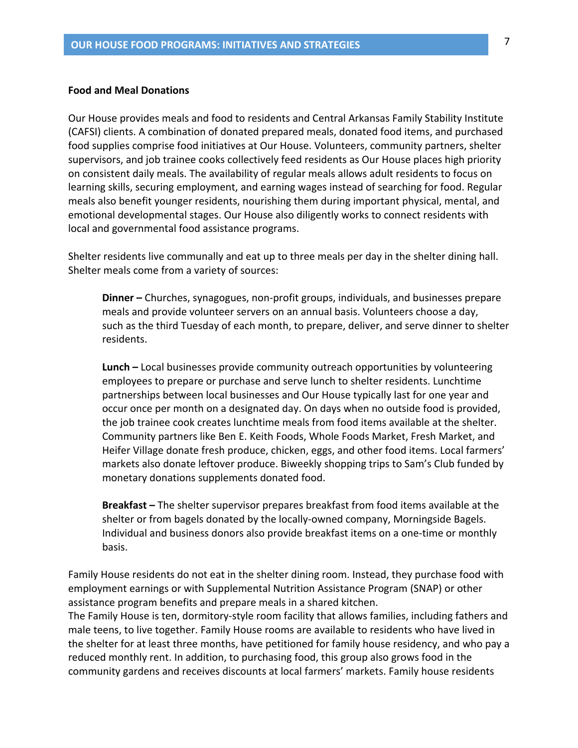### Food and Meal Donations

Our House provides meals and food to residents and Central Arkansas Family Stability Institute (CAFSI) clients. A combination of donated prepared meals, donated food items, and purchased food supplies comprise food initiatives at Our House. Volunteers, community partners, shelter supervisors, and job trainee cooks collectively feed residents as Our House places high priority on consistent daily meals. The availability of regular meals allows adult residents to focus on learning skills, securing employment, and earning wages instead of searching for food. Regular meals also benefit younger residents, nourishing them during important physical, mental, and emotional developmental stages. Our House also diligently works to connect residents with local and governmental food assistance programs.

Shelter residents live communally and eat up to three meals per day in the shelter dining hall. Shelter meals come from a variety of sources:

> **Dinner –** Churches, synagogues, non-profit groups, individuals, and businesses prepare meals and provide volunteer servers on an annual basis. Volunteers choose a day, such as the third Tuesday of each month, to prepare, deliver, and serve dinner to shelter residents.
>
> **Lunch –** Local businesses provide community outreach opportunities by volunteering employees to prepare or purchase and serve lunch to shelter residents. Lunchtime partnerships between local businesses and Our House typically last for one year and occur once per month on a designated day. On days when no outside food is provided, the job trainee cook creates lunchtime meals from food items available at the shelter. Community partners like Ben E. Keith Foods, Whole Foods Market, Fresh Market, and Heifer Village donate fresh produce, chicken, eggs, and other food items. Local farmers' markets also donate leftover produce. Biweekly shopping trips to Sam's Club funded by monetary donations supplements donated food.
>
> **Breakfast –** The shelter supervisor prepares breakfast from food items available at the shelter or from bagels donated by the locally-owned company, Morningside Bagels. Individual and business donors also provide breakfast items on a one-time or monthly basis.

Family House residents do not eat in the shelter dining room. Instead, they purchase food with employment earnings or with Supplemental Nutrition Assistance Program (SNAP) or other assistance program benefits and prepare meals in a shared kitchen.
The Family House is ten, dormitory-style room facility that allows families, including fathers and male teens, to live together. Family House rooms are available to residents who have lived in the shelter for at least three months, have petitioned for family house residency, and who pay a reduced monthly rent. In addition, to purchasing food, this group also grows food in the community gardens and receives discounts at local farmers' markets. Family house residents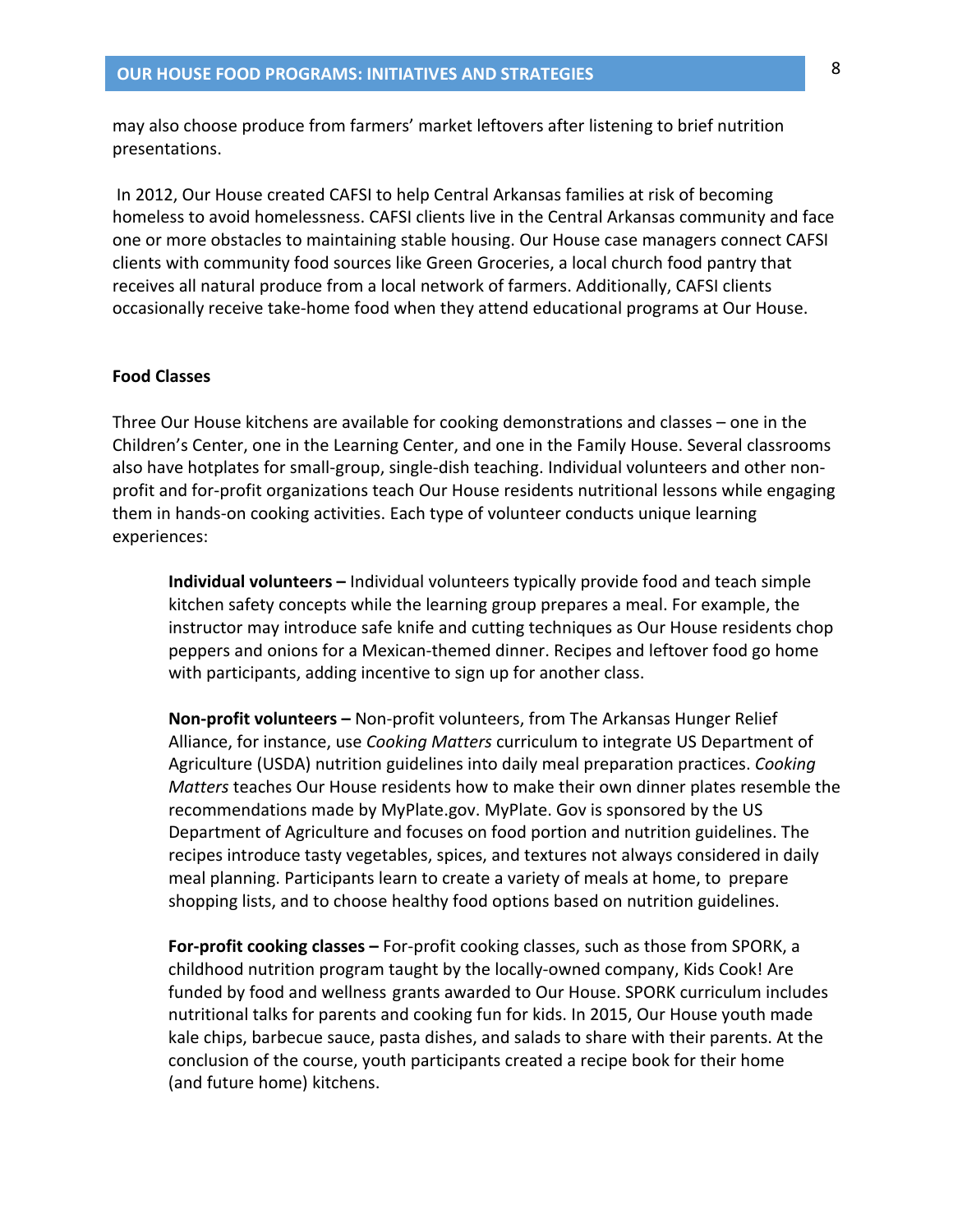may also choose produce from farmers' market leftovers after listening to brief nutrition presentations.

In 2012, Our House created CAFSI to help Central Arkansas families at risk of becoming homeless to avoid homelessness. CAFSI clients live in the Central Arkansas community and face one or more obstacles to maintaining stable housing. Our House case managers connect CAFSI clients with community food sources like Green Groceries, a local church food pantry that receives all natural produce from a local network of farmers. Additionally, CAFSI clients occasionally receive take-home food when they attend educational programs at Our House.

**Food Classes**

Three Our House kitchens are available for cooking demonstrations and classes – one in the Children's Center, one in the Learning Center, and one in the Family House. Several classrooms also have hotplates for small-group, single-dish teaching. Individual volunteers and other non-profit and for-profit organizations teach Our House residents nutritional lessons while engaging them in hands-on cooking activities. Each type of volunteer conducts unique learning experiences:

> **Individual volunteers –** Individual volunteers typically provide food and teach simple kitchen safety concepts while the learning group prepares a meal. For example, the instructor may introduce safe knife and cutting techniques as Our House residents chop peppers and onions for a Mexican-themed dinner. Recipes and leftover food go home with participants, adding incentive to sign up for another class.
>
> **Non-profit volunteers –** Non-profit volunteers, from The Arkansas Hunger Relief Alliance, for instance, use *Cooking Matters* curriculum to integrate US Department of Agriculture (USDA) nutrition guidelines into daily meal preparation practices. *Cooking Matters* teaches Our House residents how to make their own dinner plates resemble the recommendations made by MyPlate.gov. MyPlate. Gov is sponsored by the US Department of Agriculture and focuses on food portion and nutrition guidelines. The recipes introduce tasty vegetables, spices, and textures not always considered in daily meal planning. Participants learn to create a variety of meals at home, to prepare shopping lists, and to choose healthy food options based on nutrition guidelines.
>
> **For-profit cooking classes –** For-profit cooking classes, such as those from SPORK, a childhood nutrition program taught by the locally-owned company, Kids Cook! Are funded by food and wellness grants awarded to Our House. SPORK curriculum includes nutritional talks for parents and cooking fun for kids. In 2015, Our House youth made kale chips, barbecue sauce, pasta dishes, and salads to share with their parents. At the conclusion of the course, youth participants created a recipe book for their home (and future home) kitchens.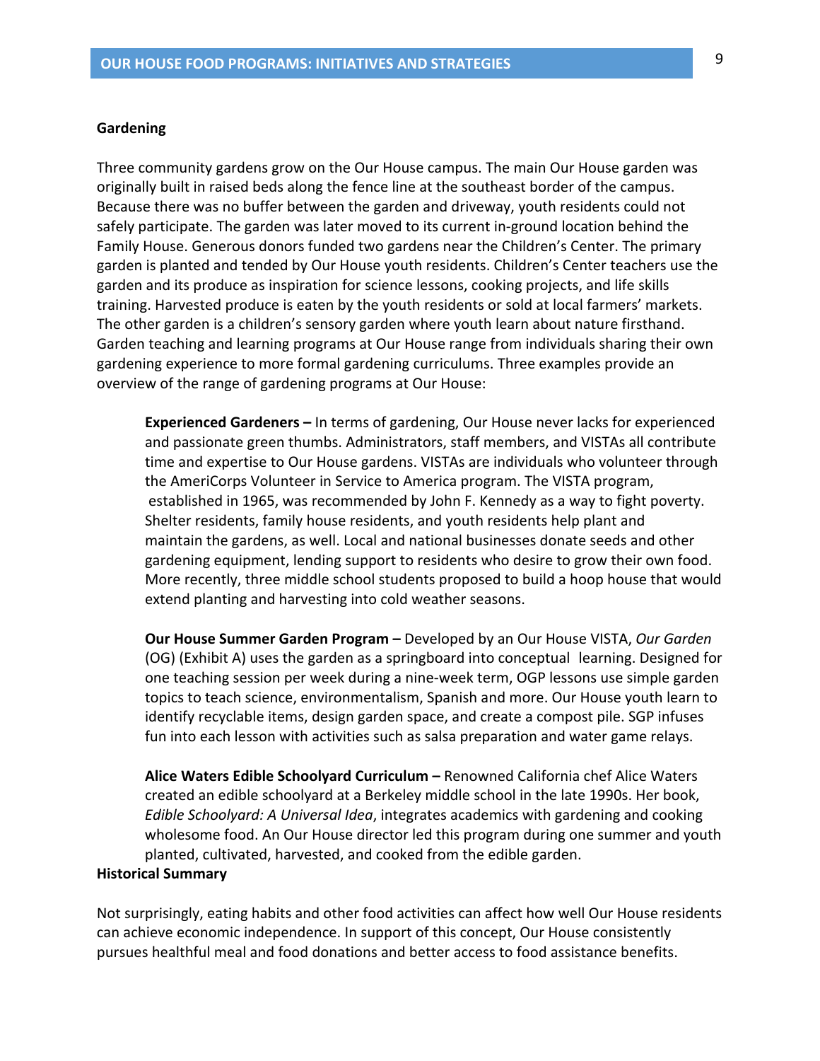**Gardening**

Three community gardens grow on the Our House campus. The main Our House garden was originally built in raised beds along the fence line at the southeast border of the campus. Because there was no buffer between the garden and driveway, youth residents could not safely participate. The garden was later moved to its current in-ground location behind the Family House. Generous donors funded two gardens near the Children's Center. The primary garden is planted and tended by Our House youth residents. Children's Center teachers use the garden and its produce as inspiration for science lessons, cooking projects, and life skills training. Harvested produce is eaten by the youth residents or sold at local farmers' markets. The other garden is a children's sensory garden where youth learn about nature firsthand. Garden teaching and learning programs at Our House range from individuals sharing their own gardening experience to more formal gardening curriculums. Three examples provide an overview of the range of gardening programs at Our House:

> **Experienced Gardeners –** In terms of gardening, Our House never lacks for experienced and passionate green thumbs. Administrators, staff members, and VISTAs all contribute time and expertise to Our House gardens. VISTAs are individuals who volunteer through the AmeriCorps Volunteer in Service to America program. The VISTA program, established in 1965, was recommended by John F. Kennedy as a way to fight poverty. Shelter residents, family house residents, and youth residents help plant and maintain the gardens, as well. Local and national businesses donate seeds and other gardening equipment, lending support to residents who desire to grow their own food. More recently, three middle school students proposed to build a hoop house that would extend planting and harvesting into cold weather seasons.
>
> **Our House Summer Garden Program –** Developed by an Our House VISTA, *Our Garden* (OG) (Exhibit A) uses the garden as a springboard into conceptual learning. Designed for one teaching session per week during a nine-week term, OGP lessons use simple garden topics to teach science, environmentalism, Spanish and more. Our House youth learn to identify recyclable items, design garden space, and create a compost pile. SGP infuses fun into each lesson with activities such as salsa preparation and water game relays.
>
> **Alice Waters Edible Schoolyard Curriculum –** Renowned California chef Alice Waters created an edible schoolyard at a Berkeley middle school in the late 1990s. Her book, *Edible Schoolyard: A Universal Idea*, integrates academics with gardening and cooking wholesome food. An Our House director led this program during one summer and youth planted, cultivated, harvested, and cooked from the edible garden.

**Historical Summary**

Not surprisingly, eating habits and other food activities can affect how well Our House residents can achieve economic independence. In support of this concept, Our House consistently pursues healthful meal and food donations and better access to food assistance benefits.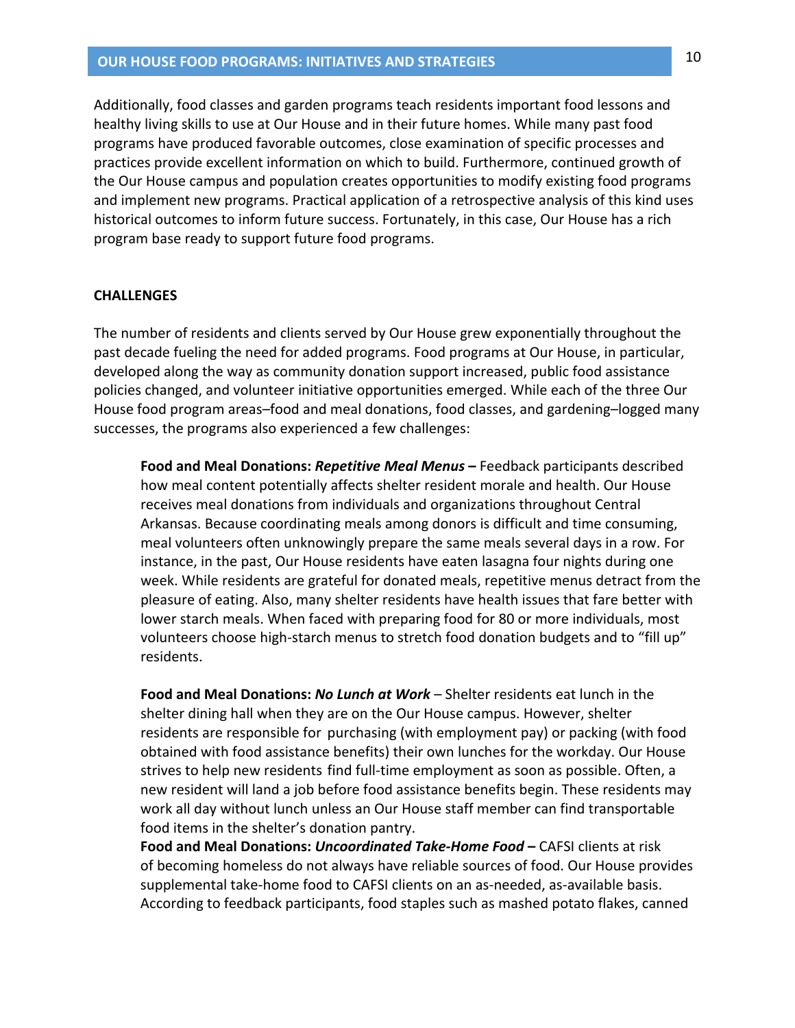Additionally, food classes and garden programs teach residents important food lessons and healthy living skills to use at Our House and in their future homes. While many past food programs have produced favorable outcomes, close examination of specific processes and practices provide excellent information on which to build. Furthermore, continued growth of the Our House campus and population creates opportunities to modify existing food programs and implement new programs. Practical application of a retrospective analysis of this kind uses historical outcomes to inform future success. Fortunately, in this case, Our House has a rich program base ready to support future food programs.

## CHALLENGES

The number of residents and clients served by Our House grew exponentially throughout the past decade fueling the need for added programs. Food programs at Our House, in particular, developed along the way as community donation support increased, public food assistance policies changed, and volunteer initiative opportunities emerged. While each of the three Our House food program areas–food and meal donations, food classes, and gardening–logged many successes, the programs also experienced a few challenges:

> **Food and Meal Donations: *Repetitive Meal Menus* –** Feedback participants described how meal content potentially affects shelter resident morale and health. Our House receives meal donations from individuals and organizations throughout Central Arkansas. Because coordinating meals among donors is difficult and time consuming, meal volunteers often unknowingly prepare the same meals several days in a row. For instance, in the past, Our House residents have eaten lasagna four nights during one week. While residents are grateful for donated meals, repetitive menus detract from the pleasure of eating. Also, many shelter residents have health issues that fare better with lower starch meals. When faced with preparing food for 80 or more individuals, most volunteers choose high-starch menus to stretch food donation budgets and to "fill up" residents.
>
> **Food and Meal Donations: *No Lunch at Work*** – Shelter residents eat lunch in the shelter dining hall when they are on the Our House campus. However, shelter residents are responsible for purchasing (with employment pay) or packing (with food obtained with food assistance benefits) their own lunches for the workday. Our House strives to help new residents find full-time employment as soon as possible. Often, a new resident will land a job before food assistance benefits begin. These residents may work all day without lunch unless an Our House staff member can find transportable food items in the shelter's donation pantry.
>
> **Food and Meal Donations: *Uncoordinated Take-Home Food* –** CAFSI clients at risk of becoming homeless do not always have reliable sources of food. Our House provides supplemental take-home food to CAFSI clients on an as-needed, as-available basis. According to feedback participants, food staples such as mashed potato flakes, canned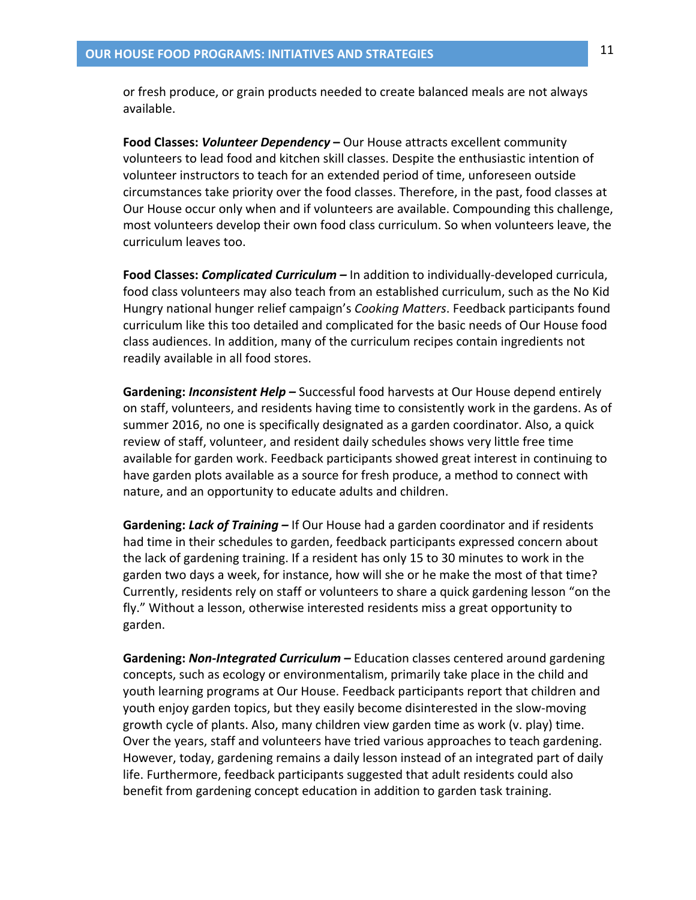or fresh produce, or grain products needed to create balanced meals are not always available.

**Food Classes: *Volunteer Dependency* –** Our House attracts excellent community volunteers to lead food and kitchen skill classes. Despite the enthusiastic intention of volunteer instructors to teach for an extended period of time, unforeseen outside circumstances take priority over the food classes. Therefore, in the past, food classes at Our House occur only when and if volunteers are available. Compounding this challenge, most volunteers develop their own food class curriculum. So when volunteers leave, the curriculum leaves too.

**Food Classes: *Complicated Curriculum* –** In addition to individually-developed curricula, food class volunteers may also teach from an established curriculum, such as the No Kid Hungry national hunger relief campaign's *Cooking Matters*. Feedback participants found curriculum like this too detailed and complicated for the basic needs of Our House food class audiences. In addition, many of the curriculum recipes contain ingredients not readily available in all food stores.

**Gardening: *Inconsistent Help* –** Successful food harvests at Our House depend entirely on staff, volunteers, and residents having time to consistently work in the gardens. As of summer 2016, no one is specifically designated as a garden coordinator. Also, a quick review of staff, volunteer, and resident daily schedules shows very little free time available for garden work. Feedback participants showed great interest in continuing to have garden plots available as a source for fresh produce, a method to connect with nature, and an opportunity to educate adults and children.

**Gardening: *Lack of Training* –** If Our House had a garden coordinator and if residents had time in their schedules to garden, feedback participants expressed concern about the lack of gardening training. If a resident has only 15 to 30 minutes to work in the garden two days a week, for instance, how will she or he make the most of that time? Currently, residents rely on staff or volunteers to share a quick gardening lesson "on the fly." Without a lesson, otherwise interested residents miss a great opportunity to garden.

**Gardening: *Non-Integrated Curriculum* –** Education classes centered around gardening concepts, such as ecology or environmentalism, primarily take place in the child and youth learning programs at Our House. Feedback participants report that children and youth enjoy garden topics, but they easily become disinterested in the slow-moving growth cycle of plants. Also, many children view garden time as work (v. play) time. Over the years, staff and volunteers have tried various approaches to teach gardening. However, today, gardening remains a daily lesson instead of an integrated part of daily life. Furthermore, feedback participants suggested that adult residents could also benefit from gardening concept education in addition to garden task training.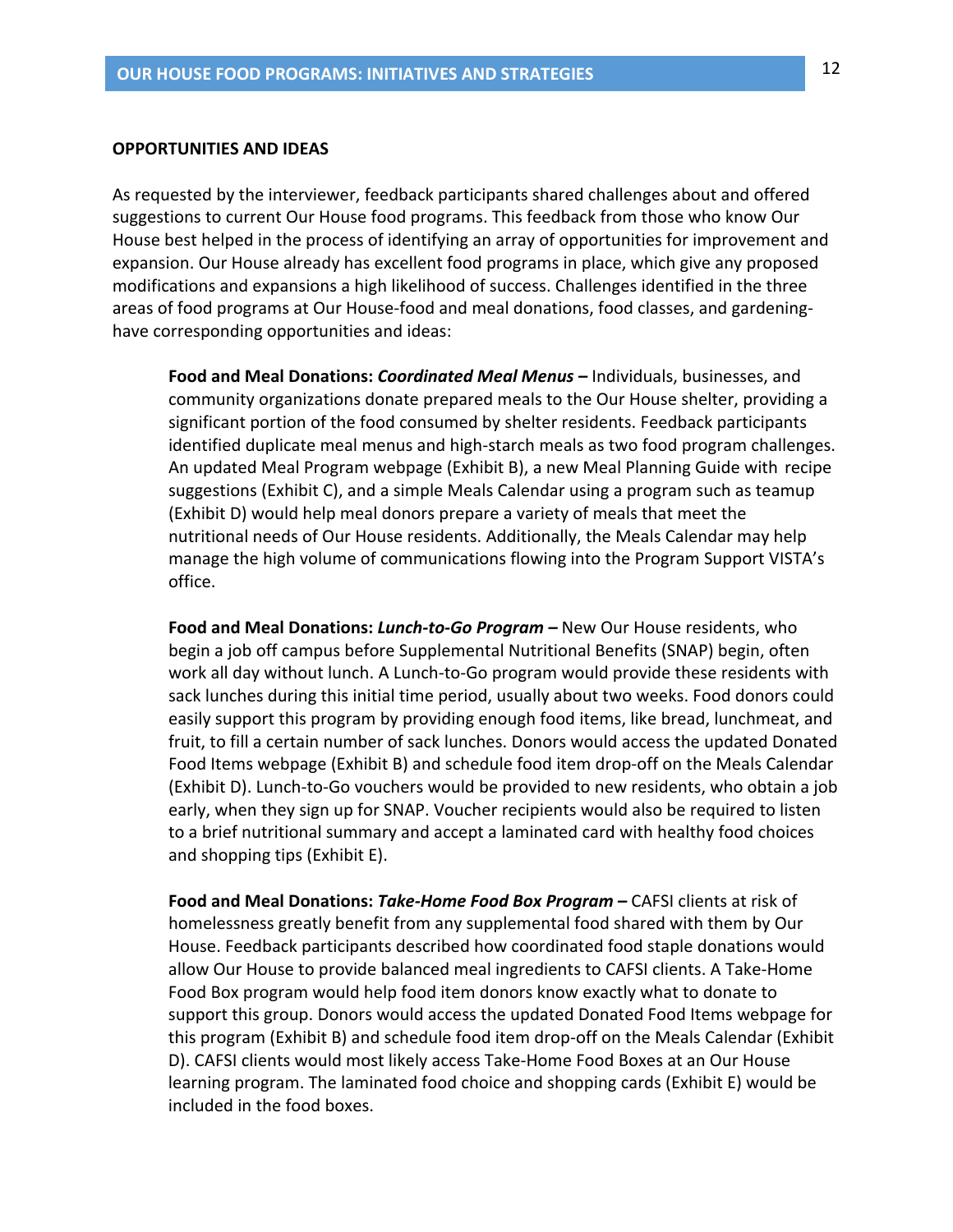**OPPORTUNITIES AND IDEAS**

As requested by the interviewer, feedback participants shared challenges about and offered suggestions to current Our House food programs. This feedback from those who know Our House best helped in the process of identifying an array of opportunities for improvement and expansion. Our House already has excellent food programs in place, which give any proposed modifications and expansions a high likelihood of success. Challenges identified in the three areas of food programs at Our House-food and meal donations, food classes, and gardening-have corresponding opportunities and ideas:

**Food and Meal Donations: *Coordinated Meal Menus* –** Individuals, businesses, and community organizations donate prepared meals to the Our House shelter, providing a significant portion of the food consumed by shelter residents. Feedback participants identified duplicate meal menus and high-starch meals as two food program challenges. An updated Meal Program webpage (Exhibit B), a new Meal Planning Guide with recipe suggestions (Exhibit C), and a simple Meals Calendar using a program such as teamup (Exhibit D) would help meal donors prepare a variety of meals that meet the nutritional needs of Our House residents. Additionally, the Meals Calendar may help manage the high volume of communications flowing into the Program Support VISTA's office.

**Food and Meal Donations: *Lunch-to-Go Program* –** New Our House residents, who begin a job off campus before Supplemental Nutritional Benefits (SNAP) begin, often work all day without lunch. A Lunch-to-Go program would provide these residents with sack lunches during this initial time period, usually about two weeks. Food donors could easily support this program by providing enough food items, like bread, lunchmeat, and fruit, to fill a certain number of sack lunches. Donors would access the updated Donated Food Items webpage (Exhibit B) and schedule food item drop-off on the Meals Calendar (Exhibit D). Lunch-to-Go vouchers would be provided to new residents, who obtain a job early, when they sign up for SNAP. Voucher recipients would also be required to listen to a brief nutritional summary and accept a laminated card with healthy food choices and shopping tips (Exhibit E).

**Food and Meal Donations: *Take-Home Food Box Program* –** CAFSI clients at risk of homelessness greatly benefit from any supplemental food shared with them by Our House. Feedback participants described how coordinated food staple donations would allow Our House to provide balanced meal ingredients to CAFSI clients. A Take-Home Food Box program would help food item donors know exactly what to donate to support this group. Donors would access the updated Donated Food Items webpage for this program (Exhibit B) and schedule food item drop-off on the Meals Calendar (Exhibit D). CAFSI clients would most likely access Take-Home Food Boxes at an Our House learning program. The laminated food choice and shopping cards (Exhibit E) would be included in the food boxes.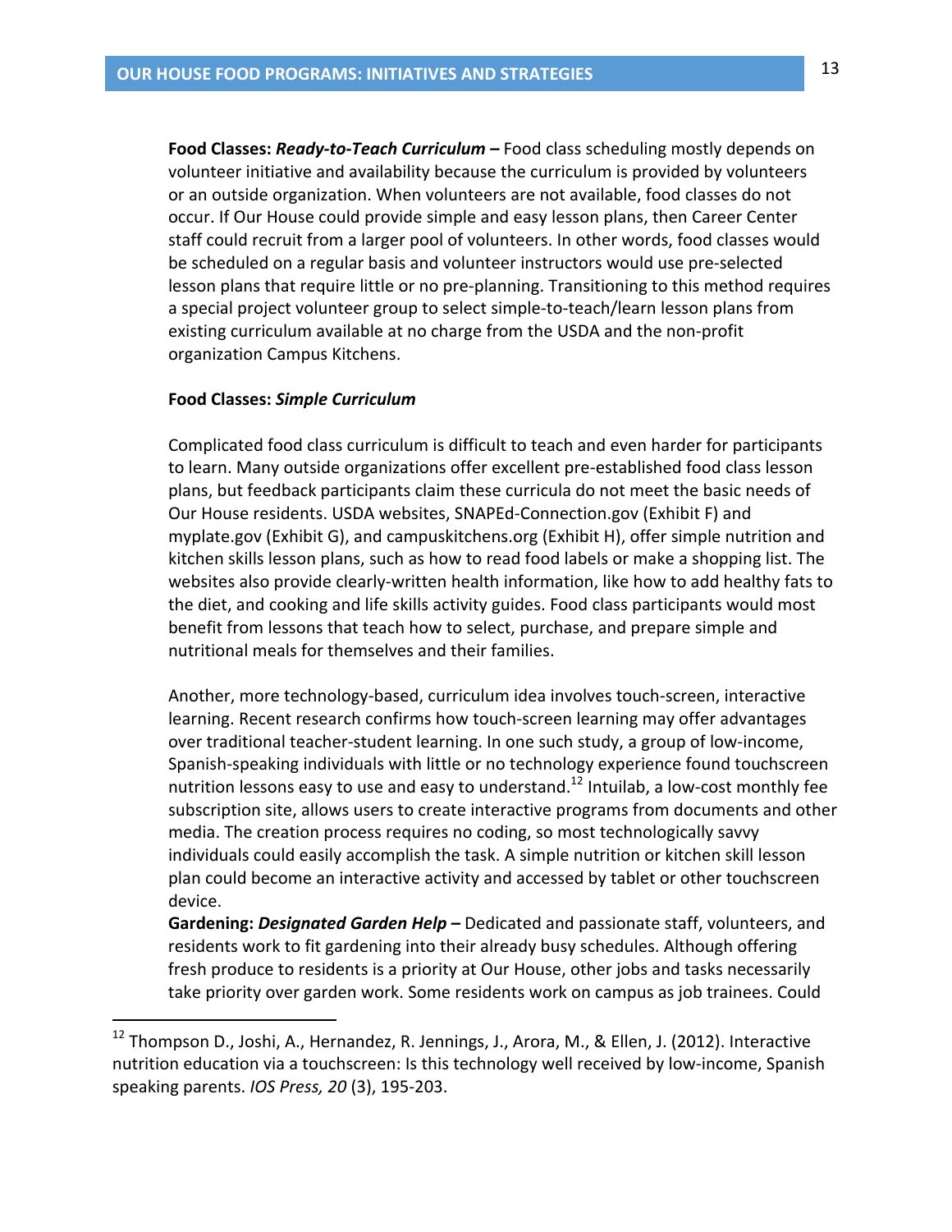**Food Classes: *Ready-to-Teach Curriculum* –** Food class scheduling mostly depends on volunteer initiative and availability because the curriculum is provided by volunteers or an outside organization. When volunteers are not available, food classes do not occur. If Our House could provide simple and easy lesson plans, then Career Center staff could recruit from a larger pool of volunteers. In other words, food classes would be scheduled on a regular basis and volunteer instructors would use pre-selected lesson plans that require little or no pre-planning. Transitioning to this method requires a special project volunteer group to select simple-to-teach/learn lesson plans from existing curriculum available at no charge from the USDA and the non-profit organization Campus Kitchens.

**Food Classes: *Simple Curriculum***

Complicated food class curriculum is difficult to teach and even harder for participants to learn. Many outside organizations offer excellent pre-established food class lesson plans, but feedback participants claim these curricula do not meet the basic needs of Our House residents. USDA websites, SNAPEd-Connection.gov (Exhibit F) and myplate.gov (Exhibit G), and campuskitchens.org (Exhibit H), offer simple nutrition and kitchen skills lesson plans, such as how to read food labels or make a shopping list. The websites also provide clearly-written health information, like how to add healthy fats to the diet, and cooking and life skills activity guides. Food class participants would most benefit from lessons that teach how to select, purchase, and prepare simple and nutritional meals for themselves and their families.

Another, more technology-based, curriculum idea involves touch-screen, interactive learning. Recent research confirms how touch-screen learning may offer advantages over traditional teacher-student learning. In one such study, a group of low-income, Spanish-speaking individuals with little or no technology experience found touchscreen nutrition lessons easy to use and easy to understand.[12] Intuilab, a low-cost monthly fee subscription site, allows users to create interactive programs from documents and other media. The creation process requires no coding, so most technologically savvy individuals could easily accomplish the task. A simple nutrition or kitchen skill lesson plan could become an interactive activity and accessed by tablet or other touchscreen device.

**Gardening: *Designated Garden Help* –** Dedicated and passionate staff, volunteers, and residents work to fit gardening into their already busy schedules. Although offering fresh produce to residents is a priority at Our House, other jobs and tasks necessarily take priority over garden work. Some residents work on campus as job trainees. Could

---

[12] Thompson D., Joshi, A., Hernandez, R. Jennings, J., Arora, M., & Ellen, J. (2012). Interactive nutrition education via a touchscreen: Is this technology well received by low-income, Spanish speaking parents. *IOS Press, 20* (3), 195-203.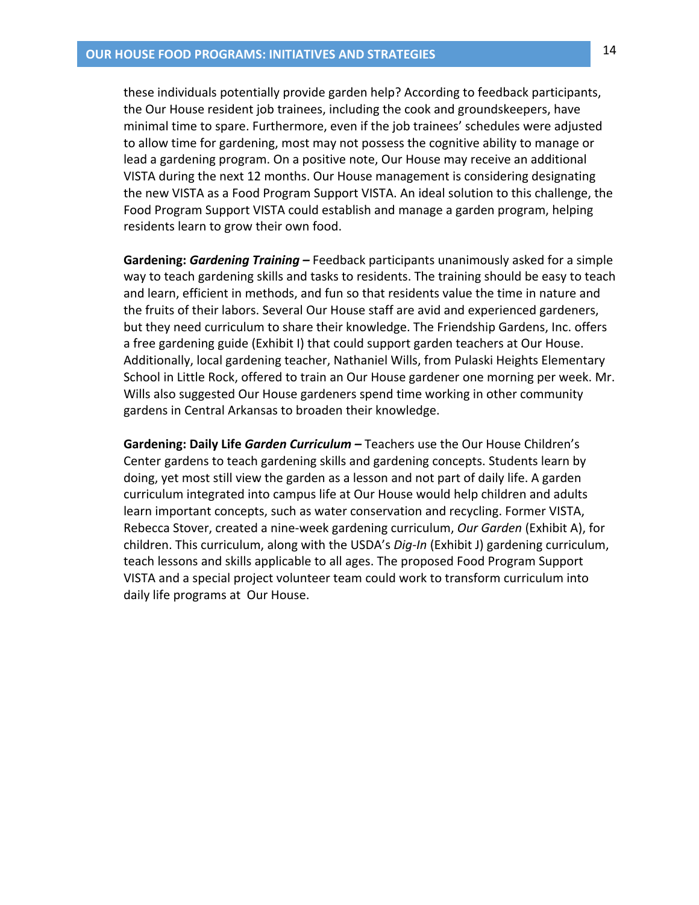these individuals potentially provide garden help? According to feedback participants, the Our House resident job trainees, including the cook and groundskeepers, have minimal time to spare. Furthermore, even if the job trainees' schedules were adjusted to allow time for gardening, most may not possess the cognitive ability to manage or lead a gardening program. On a positive note, Our House may receive an additional VISTA during the next 12 months. Our House management is considering designating the new VISTA as a Food Program Support VISTA. An ideal solution to this challenge, the Food Program Support VISTA could establish and manage a garden program, helping residents learn to grow their own food.

**Gardening: *Gardening Training* –** Feedback participants unanimously asked for a simple way to teach gardening skills and tasks to residents. The training should be easy to teach and learn, efficient in methods, and fun so that residents value the time in nature and the fruits of their labors. Several Our House staff are avid and experienced gardeners, but they need curriculum to share their knowledge. The Friendship Gardens, Inc. offers a free gardening guide (Exhibit I) that could support garden teachers at Our House. Additionally, local gardening teacher, Nathaniel Wills, from Pulaski Heights Elementary School in Little Rock, offered to train an Our House gardener one morning per week. Mr. Wills also suggested Our House gardeners spend time working in other community gardens in Central Arkansas to broaden their knowledge.

**Gardening: Daily Life *Garden Curriculum* –** Teachers use the Our House Children's Center gardens to teach gardening skills and gardening concepts. Students learn by doing, yet most still view the garden as a lesson and not part of daily life. A garden curriculum integrated into campus life at Our House would help children and adults learn important concepts, such as water conservation and recycling. Former VISTA, Rebecca Stover, created a nine-week gardening curriculum, *Our Garden* (Exhibit A), for children. This curriculum, along with the USDA's *Dig-In* (Exhibit J) gardening curriculum, teach lessons and skills applicable to all ages. The proposed Food Program Support VISTA and a special project volunteer team could work to transform curriculum into daily life programs at Our House.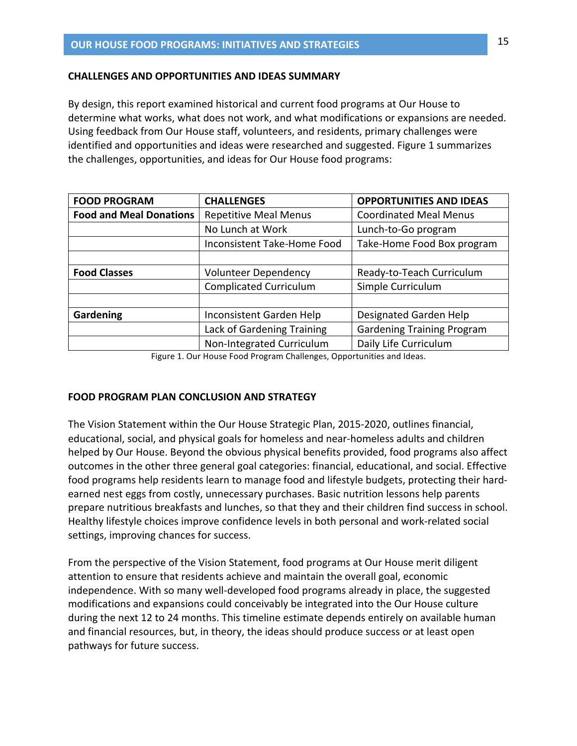## CHALLENGES AND OPPORTUNITIES AND IDEAS SUMMARY

By design, this report examined historical and current food programs at Our House to determine what works, what does not work, and what modifications or expansions are needed. Using feedback from Our House staff, volunteers, and residents, primary challenges were identified and opportunities and ideas were researched and suggested. Figure 1 summarizes the challenges, opportunities, and ideas for Our House food programs:

| FOOD PROGRAM | CHALLENGES | OPPORTUNITIES AND IDEAS |
|---|---|---|
| **Food and Meal Donations** | Repetitive Meal Menus | Coordinated Meal Menus |
| | No Lunch at Work | Lunch-to-Go program |
| | Inconsistent Take-Home Food | Take-Home Food Box program |
| | | |
| **Food Classes** | Volunteer Dependency | Ready-to-Teach Curriculum |
| | Complicated Curriculum | Simple Curriculum |
| | | |
| **Gardening** | Inconsistent Garden Help | Designated Garden Help |
| | Lack of Gardening Training | Gardening Training Program |
| | Non-Integrated Curriculum | Daily Life Curriculum |

Figure 1. Our House Food Program Challenges, Opportunities and Ideas.

## FOOD PROGRAM PLAN CONCLUSION AND STRATEGY

The Vision Statement within the Our House Strategic Plan, 2015-2020, outlines financial, educational, social, and physical goals for homeless and near-homeless adults and children helped by Our House. Beyond the obvious physical benefits provided, food programs also affect outcomes in the other three general goal categories: financial, educational, and social. Effective food programs help residents learn to manage food and lifestyle budgets, protecting their hard-earned nest eggs from costly, unnecessary purchases. Basic nutrition lessons help parents prepare nutritious breakfasts and lunches, so that they and their children find success in school. Healthy lifestyle choices improve confidence levels in both personal and work-related social settings, improving chances for success.

From the perspective of the Vision Statement, food programs at Our House merit diligent attention to ensure that residents achieve and maintain the overall goal, economic independence. With so many well-developed food programs already in place, the suggested modifications and expansions could conceivably be integrated into the Our House culture during the next 12 to 24 months. This timeline estimate depends entirely on available human and financial resources, but, in theory, the ideas should produce success or at least open pathways for future success.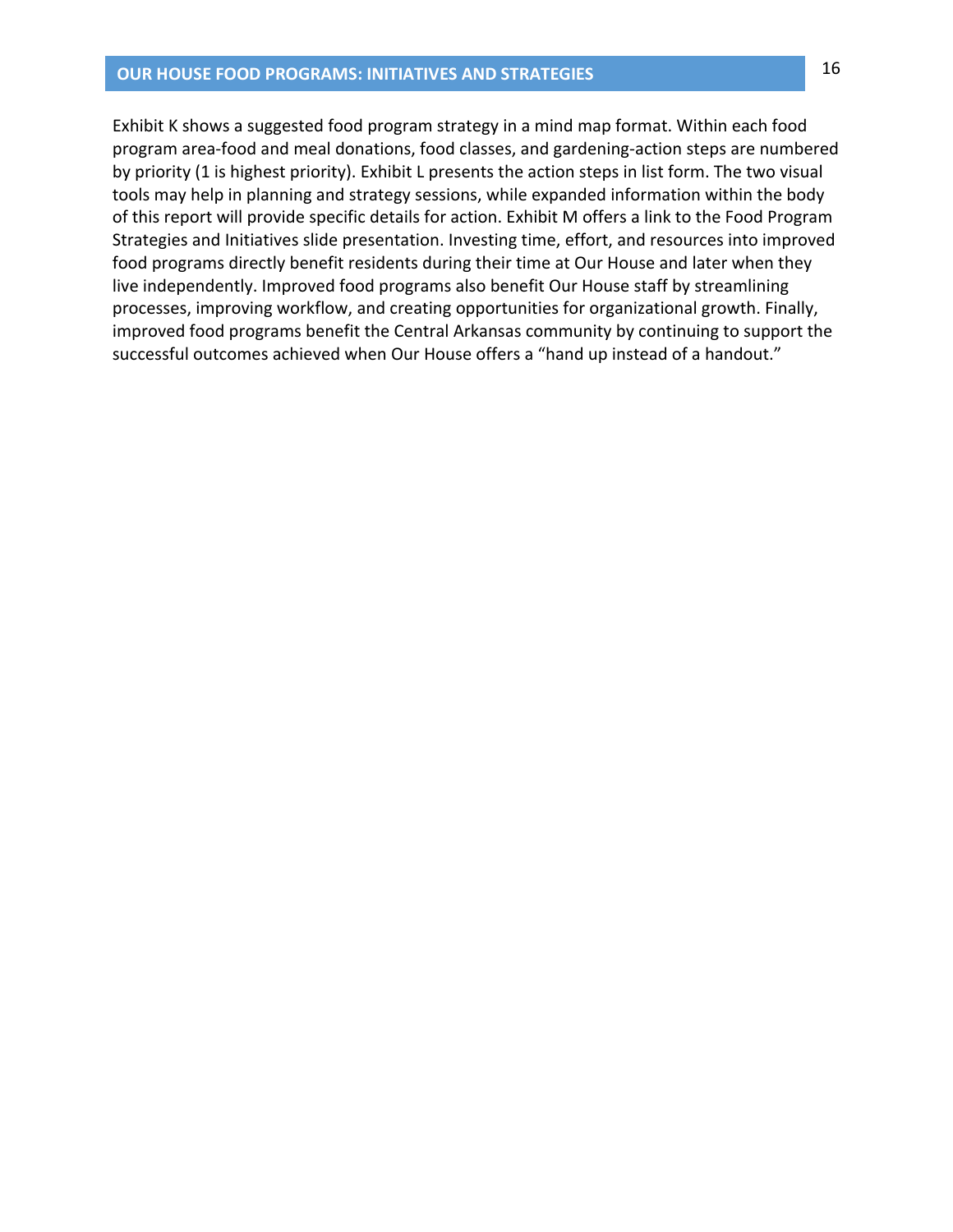Exhibit K shows a suggested food program strategy in a mind map format. Within each food program area-food and meal donations, food classes, and gardening-action steps are numbered by priority (1 is highest priority). Exhibit L presents the action steps in list form. The two visual tools may help in planning and strategy sessions, while expanded information within the body of this report will provide specific details for action. Exhibit M offers a link to the Food Program Strategies and Initiatives slide presentation. Investing time, effort, and resources into improved food programs directly benefit residents during their time at Our House and later when they live independently. Improved food programs also benefit Our House staff by streamlining processes, improving workflow, and creating opportunities for organizational growth. Finally, improved food programs benefit the Central Arkansas community by continuing to support the successful outcomes achieved when Our House offers a "hand up instead of a handout."